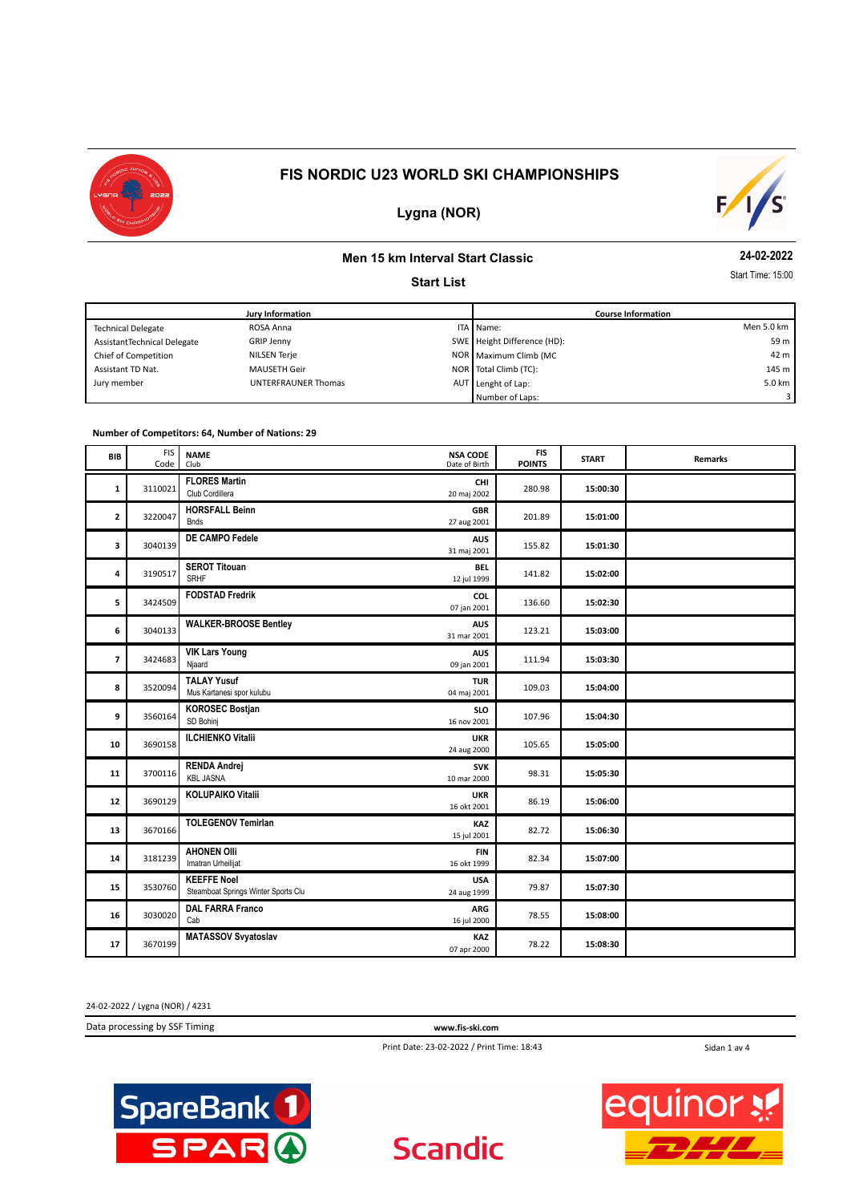# FIS NORDIC U23 WORLD SKI CHAMPIONSHIPS

## Lygna (NOR)

### Men 15 km Interval Start Classic

**Start List**

**24-02-2022**

Start Time: 15:00

| Jury Information | | | Course Information | |
|---|---|---|---|---|
| Technical Delegate | ROSA Anna | ITA | Name: | Men 5.0 km |
| AssistantTechnical Delegate | GRIP Jenny | SWE | Height Difference (HD): | 59 m |
| Chief of Competition | NILSEN Terje | NOR | Maximum Climb (MC | 42 m |
| Assistant TD Nat. | MAUSETH Geir | NOR | Total Climb (TC): | 145 m |
| Jury member | UNTERFRAUNER Thomas | AUT | Lenght of Lap: | 5.0 km |
| | | | Number of Laps: | 3 |

**Number of Competitors: 64, Number of Nations: 29**

| BIB | FIS Code | NAME / Club | NSA CODE / Date of Birth | FIS POINTS | START | Remarks |
|---|---|---|---|---|---|---|
| 1 | 3110021 | **FLORES Martin** Club Cordillera | **CHI** 20 maj 2002 | 280.98 | 15:00:30 | |
| 2 | 3220047 | **HORSFALL Beinn** Bnds | **GBR** 27 aug 2001 | 201.89 | 15:01:00 | |
| 3 | 3040139 | **DE CAMPO Fedele** | **AUS** 31 maj 2001 | 155.82 | 15:01:30 | |
| 4 | 3190517 | **SEROT Titouan** SRHF | **BEL** 12 jul 1999 | 141.82 | 15:02:00 | |
| 5 | 3424509 | **FODSTAD Fredrik** | **COL** 07 jan 2001 | 136.60 | 15:02:30 | |
| 6 | 3040133 | **WALKER-BROOSE Bentley** | **AUS** 31 mar 2001 | 123.21 | 15:03:00 | |
| 7 | 3424683 | **VIK Lars Young** Njaard | **AUS** 09 jan 2001 | 111.94 | 15:03:30 | |
| 8 | 3520094 | **TALAY Yusuf** Mus Kartanesi spor kulubu | **TUR** 04 maj 2001 | 109.03 | 15:04:00 | |
| 9 | 3560164 | **KOROSEC Bostjan** SD Bohinj | **SLO** 16 nov 2001 | 107.96 | 15:04:30 | |
| 10 | 3690158 | **ILCHIENKO Vitalii** | **UKR** 24 aug 2000 | 105.65 | 15:05:00 | |
| 11 | 3700116 | **RENDA Andrej** KBL JASNA | **SVK** 10 mar 2000 | 98.31 | 15:05:30 | |
| 12 | 3690129 | **KOLUPAIKO Vitalii** | **UKR** 16 okt 2001 | 86.19 | 15:06:00 | |
| 13 | 3670166 | **TOLEGENOV Temirlan** | **KAZ** 15 jul 2001 | 82.72 | 15:06:30 | |
| 14 | 3181239 | **AHONEN Olli** Imatran Urheilijat | **FIN** 16 okt 1999 | 82.34 | 15:07:00 | |
| 15 | 3530760 | **KEEFFE Noel** Steamboat Springs Winter Sports Clu | **USA** 24 aug 1999 | 79.87 | 15:07:30 | |
| 16 | 3030020 | **DAL FARRA Franco** Cab | **ARG** 16 jul 2000 | 78.55 | 15:08:00 | |
| 17 | 3670199 | **MATASSOV Svyatoslav** | **KAZ** 07 apr 2000 | 78.22 | 15:08:30 | |

24-02-2022 / Lygna (NOR) / 4231

Data processing by SSF Timing

www.fis-ski.com

Print Date: 23-02-2022 / Print Time: 18:43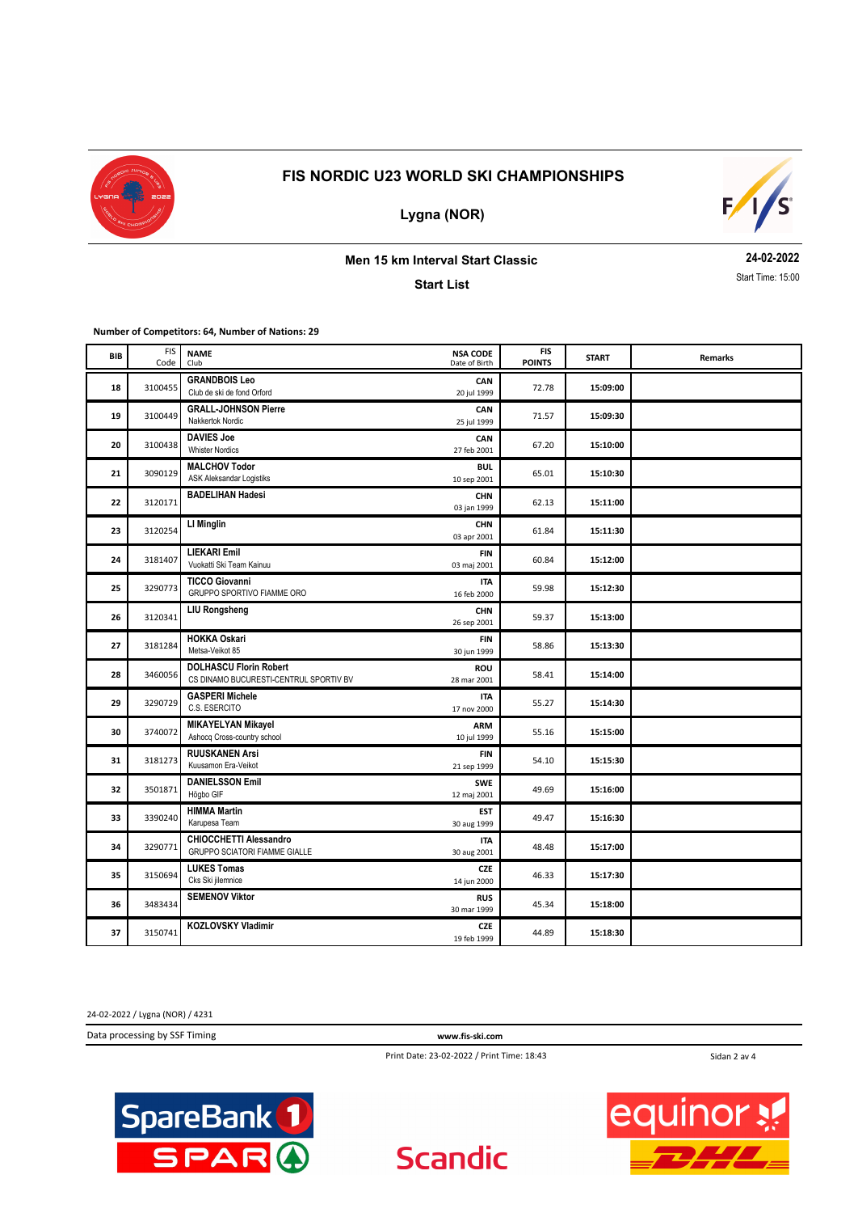# FIS NORDIC U23 WORLD SKI CHAMPIONSHIPS

## Lygna (NOR)

### Men 15 km Interval Start Classic

### Start List

24-02-2022

Start Time: 15:00

**Number of Competitors: 64, Number of Nations: 29**

| BIB | FIS Code | NAME<br>Club | NSA CODE<br>Date of Birth | FIS POINTS | START | Remarks |
|---|---|---|---|---|---|---|
| 18 | 3100455 | **GRANDBOIS Leo**<br>Club de ski de fond Orford | **CAN**<br>20 jul 1999 | 72.78 | 15:09:00 | |
| 19 | 3100449 | **GRALL-JOHNSON Pierre**<br>Nakkertok Nordic | **CAN**<br>25 jul 1999 | 71.57 | 15:09:30 | |
| 20 | 3100438 | **DAVIES Joe**<br>Whister Nordics | **CAN**<br>27 feb 2001 | 67.20 | 15:10:00 | |
| 21 | 3090129 | **MALCHOV Todor**<br>ASK Aleksandar Logistiks | **BUL**<br>10 sep 2001 | 65.01 | 15:10:30 | |
| 22 | 3120171 | **BADELIHAN Hadesi** | **CHN**<br>03 jan 1999 | 62.13 | 15:11:00 | |
| 23 | 3120254 | **LI Minglin** | **CHN**<br>03 apr 2001 | 61.84 | 15:11:30 | |
| 24 | 3181407 | **LIEKARI Emil**<br>Vuokatti Ski Team Kainuu | **FIN**<br>03 maj 2001 | 60.84 | 15:12:00 | |
| 25 | 3290773 | **TICCO Giovanni**<br>GRUPPO SPORTIVO FIAMME ORO | **ITA**<br>16 feb 2000 | 59.98 | 15:12:30 | |
| 26 | 3120341 | **LIU Rongsheng** | **CHN**<br>26 sep 2001 | 59.37 | 15:13:00 | |
| 27 | 3181284 | **HOKKA Oskari**<br>Metsa-Veikot 85 | **FIN**<br>30 jun 1999 | 58.86 | 15:13:30 | |
| 28 | 3460056 | **DOLHASCU Florin Robert**<br>CS DINAMO BUCURESTI-CENTRUL SPORTIV BV | **ROU**<br>28 mar 2001 | 58.41 | 15:14:00 | |
| 29 | 3290729 | **GASPERI Michele**<br>C.S. ESERCITO | **ITA**<br>17 nov 2000 | 55.27 | 15:14:30 | |
| 30 | 3740072 | **MIKAYELYAN Mikayel**<br>Ashocq Cross-country school | **ARM**<br>10 jul 1999 | 55.16 | 15:15:00 | |
| 31 | 3181273 | **RUUSKANEN Arsi**<br>Kuusamon Era-Veikot | **FIN**<br>21 sep 1999 | 54.10 | 15:15:30 | |
| 32 | 3501871 | **DANIELSSON Emil**<br>Högbo GIF | **SWE**<br>12 maj 2001 | 49.69 | 15:16:00 | |
| 33 | 3390240 | **HIMMA Martin**<br>Karupesa Team | **EST**<br>30 aug 1999 | 49.47 | 15:16:30 | |
| 34 | 3290771 | **CHIOCCHETTI Alessandro**<br>GRUPPO SCIATORI FIAMME GIALLE | **ITA**<br>30 aug 2001 | 48.48 | 15:17:00 | |
| 35 | 3150694 | **LUKES Tomas**<br>Cks Ski jilemnice | **CZE**<br>14 jun 2000 | 46.33 | 15:17:30 | |
| 36 | 3483434 | **SEMENOV Viktor** | **RUS**<br>30 mar 1999 | 45.34 | 15:18:00 | |
| 37 | 3150741 | **KOZLOVSKY Vladimir** | **CZE**<br>19 feb 1999 | 44.89 | 15:18:30 | |

24-02-2022 / Lygna (NOR) / 4231

Data processing by SSF Timing

www.fis-ski.com

Print Date: 23-02-2022 / Print Time: 18:43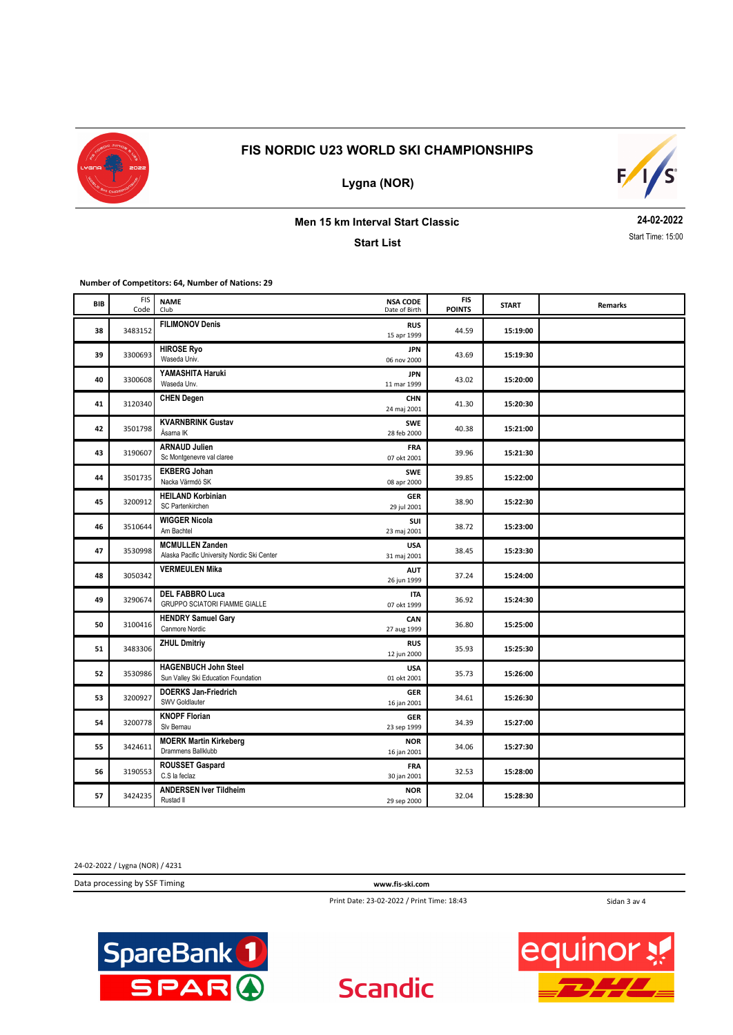# FIS NORDIC U23 WORLD SKI CHAMPIONSHIPS

## Lygna (NOR)

### Men 15 km Interval Start Classic

### Start List

24-02-2022

Start Time: 15:00

**Number of Competitors: 64, Number of Nations: 29**

| BIB | FIS Code | NAME Club | NSA CODE Date of Birth | FIS POINTS | START | Remarks |
|---|---|---|---|---|---|---|
| 38 | 3483152 | **FILIMONOV Denis** | **RUS** 15 apr 1999 | 44.59 | **15:19:00** | |
| 39 | 3300693 | **HIROSE Ryo** Waseda Univ. | **JPN** 06 nov 2000 | 43.69 | **15:19:30** | |
| 40 | 3300608 | **YAMASHITA Haruki** Waseda Unv. | **JPN** 11 mar 1999 | 43.02 | **15:20:00** | |
| 41 | 3120340 | **CHEN Degen** | **CHN** 24 maj 2001 | 41.30 | **15:20:30** | |
| 42 | 3501798 | **KVARNBRINK Gustav** Åsarna IK | **SWE** 28 feb 2000 | 40.38 | **15:21:00** | |
| 43 | 3190607 | **ARNAUD Julien** Sc Montgenevre val claree | **FRA** 07 okt 2001 | 39.96 | **15:21:30** | |
| 44 | 3501735 | **EKBERG Johan** Nacka Värmdö SK | **SWE** 08 apr 2000 | 39.85 | **15:22:00** | |
| 45 | 3200912 | **HEILAND Korbinian** SC Partenkirchen | **GER** 29 jul 2001 | 38.90 | **15:22:30** | |
| 46 | 3510644 | **WIGGER Nicola** Am Bachtel | **SUI** 23 maj 2001 | 38.72 | **15:23:00** | |
| 47 | 3530998 | **MCMULLEN Zanden** Alaska Pacific University Nordic Ski Center | **USA** 31 maj 2001 | 38.45 | **15:23:30** | |
| 48 | 3050342 | **VERMEULEN Mika** | **AUT** 26 jun 1999 | 37.24 | **15:24:00** | |
| 49 | 3290674 | **DEL FABBRO Luca** GRUPPO SCIATORI FIAMME GIALLE | **ITA** 07 okt 1999 | 36.92 | **15:24:30** | |
| 50 | 3100416 | **HENDRY Samuel Gary** Canmore Nordic | **CAN** 27 aug 1999 | 36.80 | **15:25:00** | |
| 51 | 3483306 | **ZHUL Dmitriy** | **RUS** 12 jun 2000 | 35.93 | **15:25:30** | |
| 52 | 3530986 | **HAGENBUCH John Steel** Sun Valley Ski Education Foundation | **USA** 01 okt 2001 | 35.73 | **15:26:00** | |
| 53 | 3200927 | **DOERKS Jan-Friedrich** SWV Goldlauter | **GER** 16 jan 2001 | 34.61 | **15:26:30** | |
| 54 | 3200778 | **KNOPF Florian** Slv Bernau | **GER** 23 sep 1999 | 34.39 | **15:27:00** | |
| 55 | 3424611 | **MOERK Martin Kirkeberg** Drammens Ballklubb | **NOR** 16 jan 2001 | 34.06 | **15:27:30** | |
| 56 | 3190553 | **ROUSSET Gaspard** C.S la feclaz | **FRA** 30 jan 2001 | 32.53 | **15:28:00** | |
| 57 | 3424235 | **ANDERSEN Iver Tildheim** Rustad Il | **NOR** 29 sep 2000 | 32.04 | **15:28:30** | |

24-02-2022 / Lygna (NOR) / 4231

Data processing by SSF Timing

www.fis-ski.com

Print Date: 23-02-2022 / Print Time: 18:43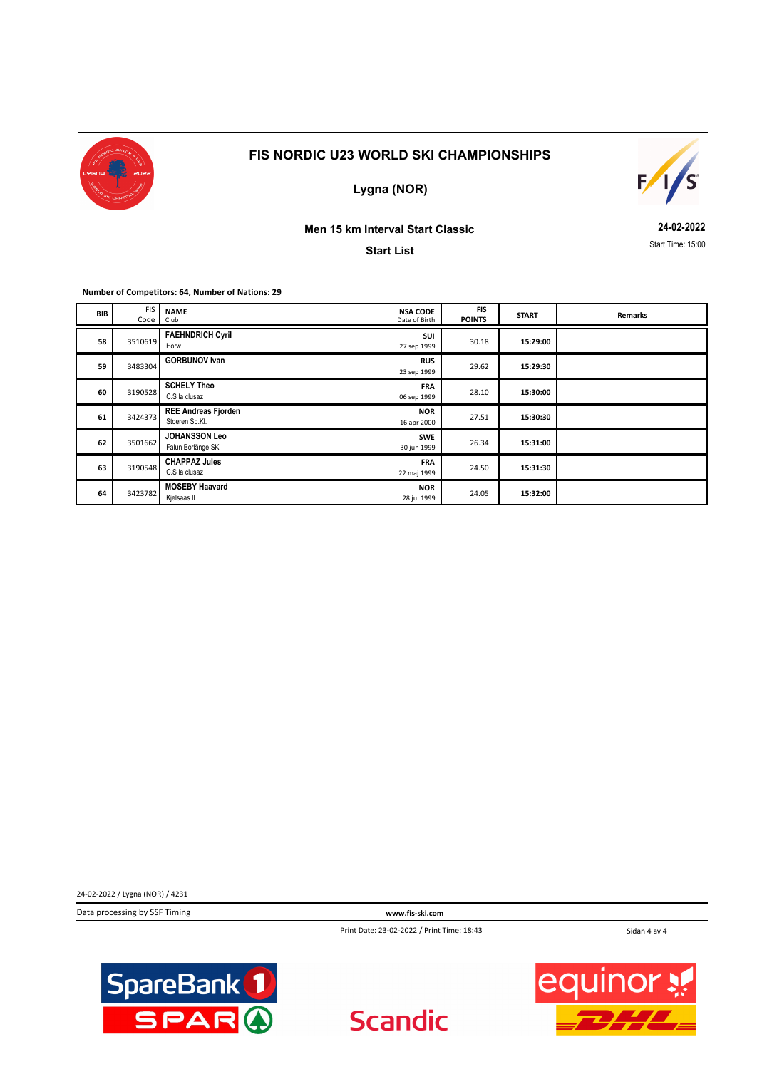# FIS NORDIC U23 WORLD SKI CHAMPIONSHIPS

## Lygna (NOR)

### Men 15 km Interval Start Classic

**Start List**

24-02-2022

Start Time: 15:00

**Number of Competitors: 64, Number of Nations: 29**

| BIB | FIS Code | NAME / Club | NSA CODE / Date of Birth | FIS POINTS | START | Remarks |
|---|---|---|---|---|---|---|
| 58 | 3510619 | **FAEHNDRICH Cyril** Horw | **SUI** 27 sep 1999 | 30.18 | **15:29:00** | |
| 59 | 3483304 | **GORBUNOV Ivan** | **RUS** 23 sep 1999 | 29.62 | **15:29:30** | |
| 60 | 3190528 | **SCHELY Theo** C.S la clusaz | **FRA** 06 sep 1999 | 28.10 | **15:30:00** | |
| 61 | 3424373 | **REE Andreas Fjorden** Stoeren Sp.Kl. | **NOR** 16 apr 2000 | 27.51 | **15:30:30** | |
| 62 | 3501662 | **JOHANSSON Leo** Falun Borlänge SK | **SWE** 30 jun 1999 | 26.34 | **15:31:00** | |
| 63 | 3190548 | **CHAPPAZ Jules** C.S la clusaz | **FRA** 22 maj 1999 | 24.50 | **15:31:30** | |
| 64 | 3423782 | **MOSEBY Haavard** Kjelsaas Il | **NOR** 28 jul 1999 | 24.05 | **15:32:00** | |

24-02-2022 / Lygna (NOR) / 4231

Data processing by SSF Timing

www.fis-ski.com

Print Date: 23-02-2022 / Print Time: 18:43